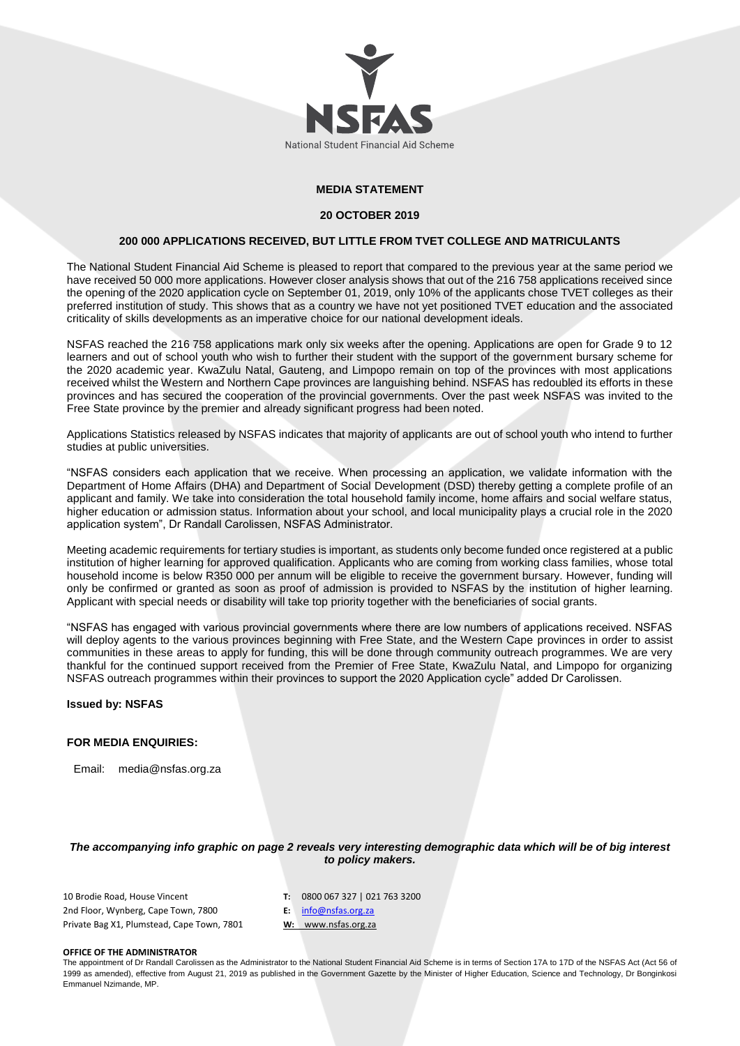NSFAS

National Student Financial Aid Scheme

**MEDIA STATEMENT**

**20 OCTOBER 2019**

## 200 000 APPLICATIONS RECEIVED, BUT LITTLE FROM TVET COLLEGE AND MATRICULANTS

The National Student Financial Aid Scheme is pleased to report that compared to the previous year at the same period we have received 50 000 more applications. However closer analysis shows that out of the 216 758 applications received since the opening of the 2020 application cycle on September 01, 2019, only 10% of the applicants chose TVET colleges as their preferred institution of study. This shows that as a country we have not yet positioned TVET education and the associated criticality of skills developments as an imperative choice for our national development ideals.

NSFAS reached the 216 758 applications mark only six weeks after the opening. Applications are open for Grade 9 to 12 learners and out of school youth who wish to further their student with the support of the government bursary scheme for the 2020 academic year. KwaZulu Natal, Gauteng, and Limpopo remain on top of the provinces with most applications received whilst the Western and Northern Cape provinces are languishing behind. NSFAS has redoubled its efforts in these provinces and has secured the cooperation of the provincial governments. Over the past week NSFAS was invited to the Free State province by the premier and already significant progress had been noted.

Applications Statistics released by NSFAS indicates that majority of applicants are out of school youth who intend to further studies at public universities.

"NSFAS considers each application that we receive. When processing an application, we validate information with the Department of Home Affairs (DHA) and Department of Social Development (DSD) thereby getting a complete profile of an applicant and family. We take into consideration the total household family income, home affairs and social welfare status, higher education or admission status. Information about your school, and local municipality plays a crucial role in the 2020 application system", Dr Randall Carolissen, NSFAS Administrator.

Meeting academic requirements for tertiary studies is important, as students only become funded once registered at a public institution of higher learning for approved qualification. Applicants who are coming from working class families, whose total household income is below R350 000 per annum will be eligible to receive the government bursary. However, funding will only be confirmed or granted as soon as proof of admission is provided to NSFAS by the institution of higher learning. Applicant with special needs or disability will take top priority together with the beneficiaries of social grants.

"NSFAS has engaged with various provincial governments where there are low numbers of applications received. NSFAS will deploy agents to the various provinces beginning with Free State, and the Western Cape provinces in order to assist communities in these areas to apply for funding, this will be done through community outreach programmes. We are very thankful for the continued support received from the Premier of Free State, KwaZulu Natal, and Limpopo for organizing NSFAS outreach programmes within their provinces to support the 2020 Application cycle" added Dr Carolissen.

**Issued by: NSFAS**

**FOR MEDIA ENQUIRIES:**

Email: media@nsfas.org.za

***The accompanying info graphic on page 2 reveals very interesting demographic data which will be of big interest to policy makers.***

10 Brodie Road, House Vincent
2nd Floor, Wynberg, Cape Town, 7800
Private Bag X1, Plumstead, Cape Town, 7801

**T:** 0800 067 327 | 021 763 3200
**E:** info@nsfas.org.za
**W:** www.nsfas.org.za

**OFFICE OF THE ADMINISTRATOR**

The appointment of Dr Randall Carolissen as the Administrator to the National Student Financial Aid Scheme is in terms of Section 17A to 17D of the NSFAS Act (Act 56 of 1999 as amended), effective from August 21, 2019 as published in the Government Gazette by the Minister of Higher Education, Science and Technology, Dr Bonginkosi Emmanuel Nzimande, MP.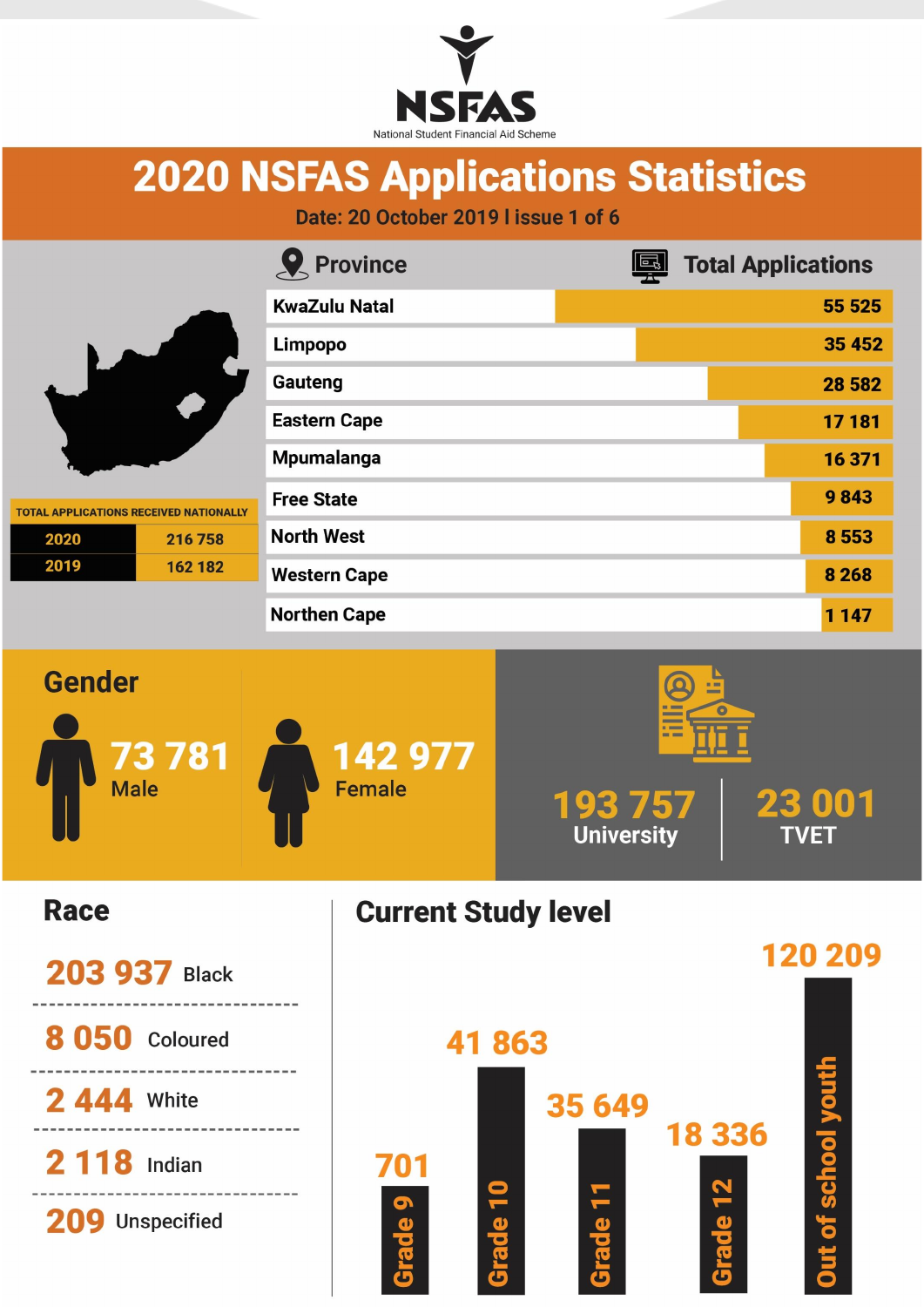NSFAS

National Student Financial Aid Scheme

# 2020 NSFAS Applications Statistics

Date: 20 October 2019 l issue 1 of 6

| Province | Total Applications |
|---|---|
| KwaZulu Natal | 55 525 |
| Limpopo | 35 452 |
| Gauteng | 28 582 |
| Eastern Cape | 17 181 |
| Mpumalanga | 16 371 |
| Free State | 9 843 |
| North West | 8 553 |
| Western Cape | 8 268 |
| Northen Cape | 1 147 |

| TOTAL APPLICATIONS RECEIVED NATIONALLY | |
|---|---|
| 2020 | 216 758 |
| 2019 | 162 182 |

## Gender

73 781 Male

142 977 Female

193 757 University

23 001 TVET

## Race

203 937 Black

8 050 Coloured

2 444 White

2 118 Indian

209 Unspecified

## Current Study level

701
Grade 9

41 863
Grade 10

35 649
Grade 11

18 336
Grade 12

120 209
Out of school youth